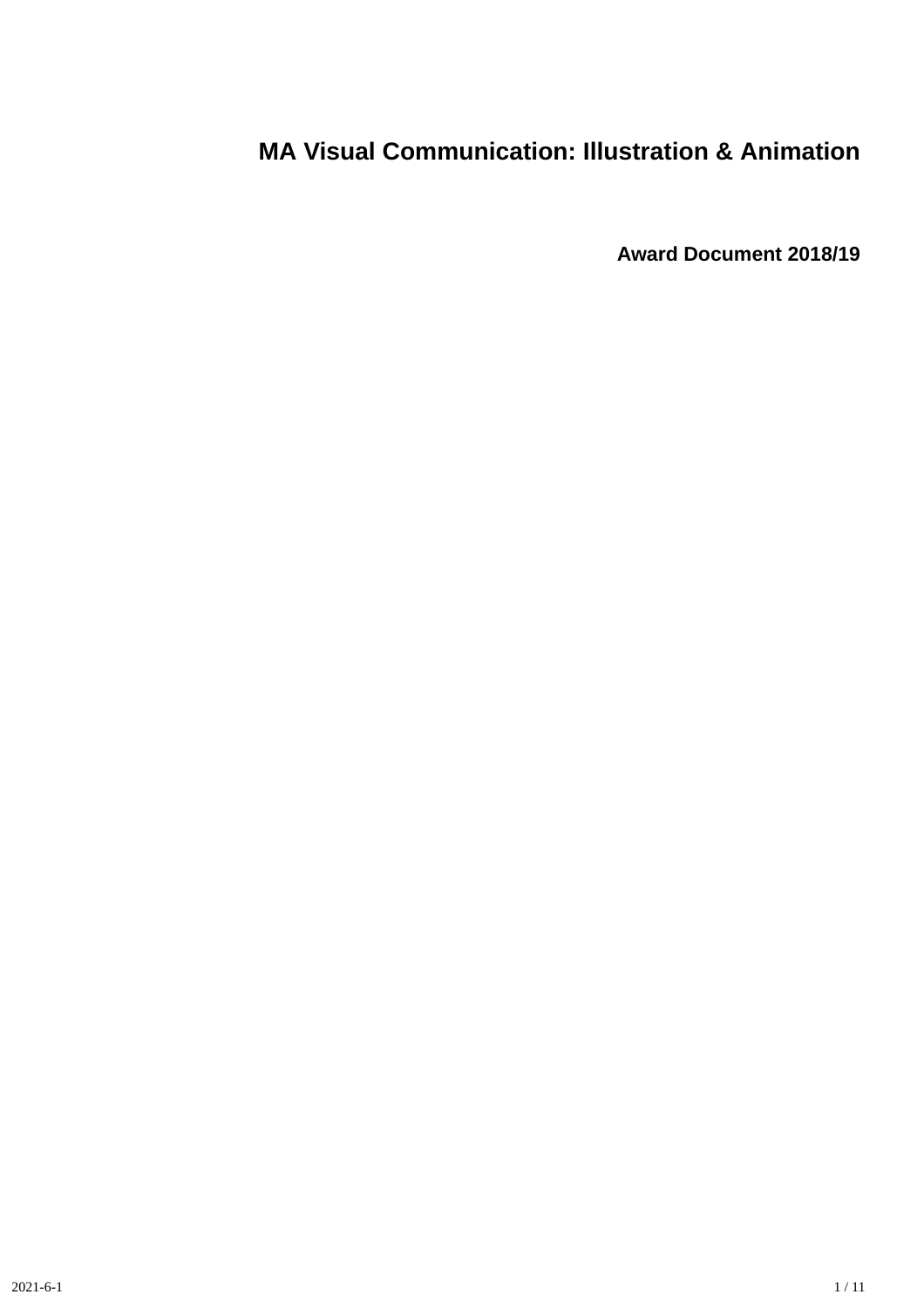# MA Visual Communication: Illustration & Animation

## Award Document 2018/19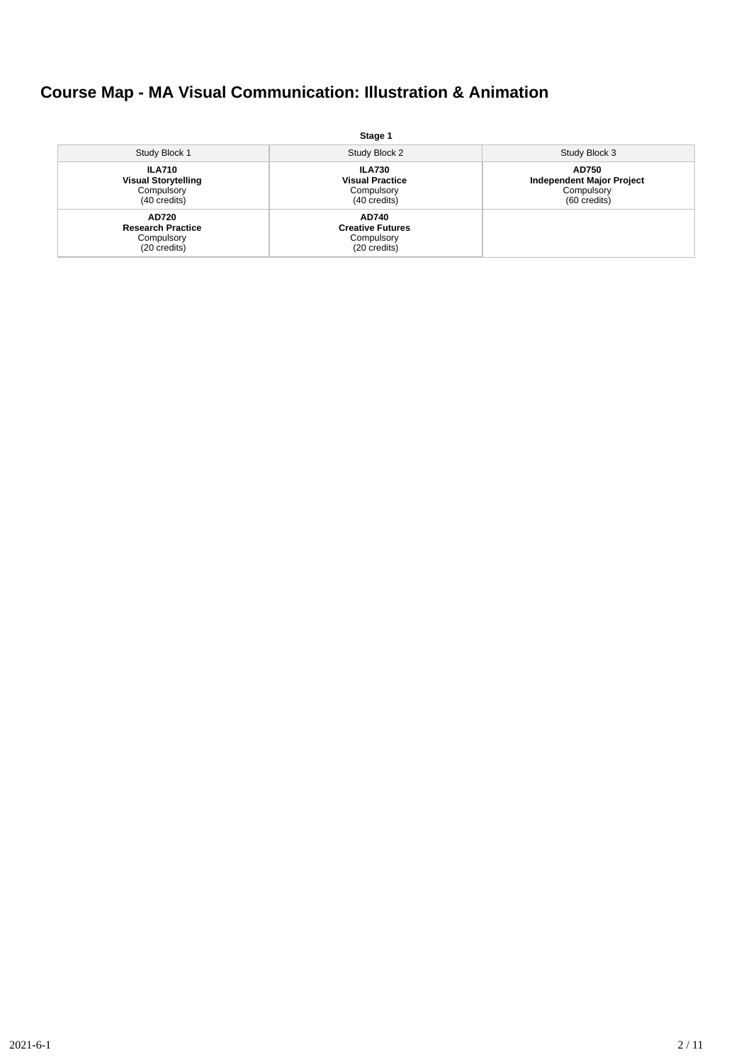# Course Map - MA Visual Communication: Illustration & Animation

**Stage 1**

| Study Block 1 | Study Block 2 | Study Block 3 |
|---|---|---|
| **ILA710** **Visual Storytelling** Compulsory (40 credits) | **ILA730** **Visual Practice** Compulsory (40 credits) | **AD750** **Independent Major Project** Compulsory (60 credits) |
| **AD720** **Research Practice** Compulsory (20 credits) | **AD740** **Creative Futures** Compulsory (20 credits) | |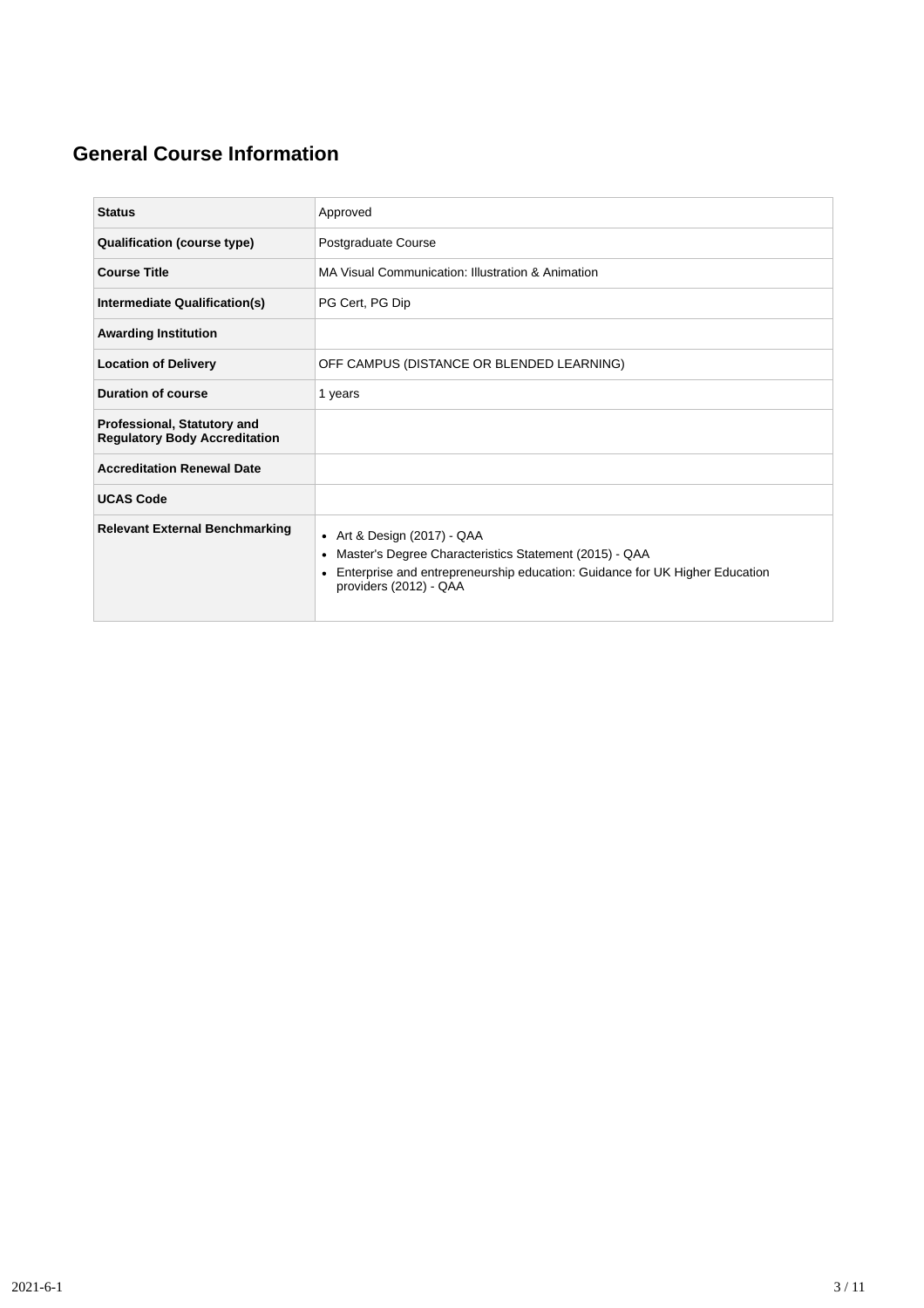## General Course Information

| Status | Approved |
|---|---|
| **Qualification (course type)** | Postgraduate Course |
| **Course Title** | MA Visual Communication: Illustration & Animation |
| **Intermediate Qualification(s)** | PG Cert, PG Dip |
| **Awarding Institution** | |
| **Location of Delivery** | OFF CAMPUS (DISTANCE OR BLENDED LEARNING) |
| **Duration of course** | 1 years |
| **Professional, Statutory and Regulatory Body Accreditation** | |
| **Accreditation Renewal Date** | |
| **UCAS Code** | |
| **Relevant External Benchmarking** | • Art & Design (2017) - QAA<br>• Master's Degree Characteristics Statement (2015) - QAA<br>• Enterprise and entrepreneurship education: Guidance for UK Higher Education providers (2012) - QAA |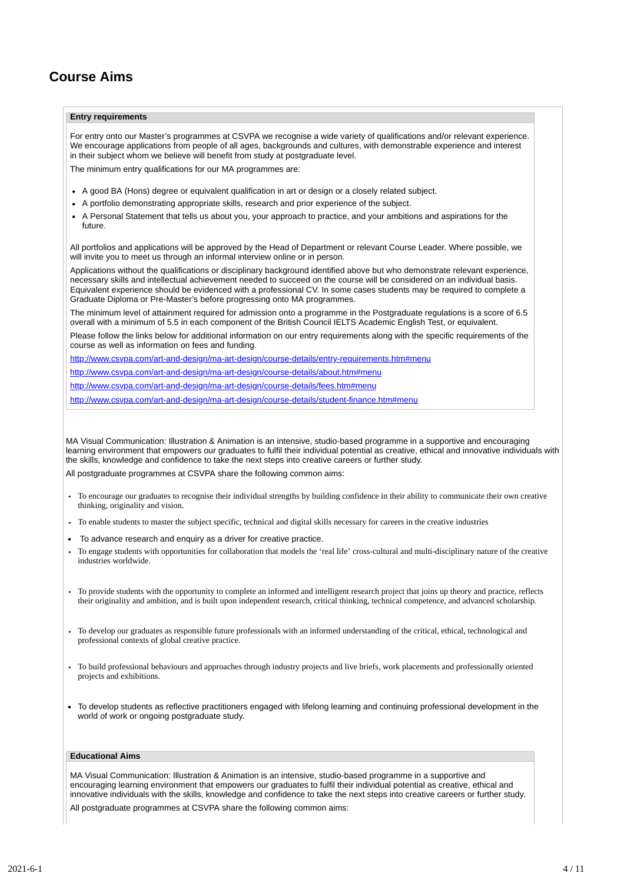# Course Aims

**Entry requirements**

For entry onto our Master's programmes at CSVPA we recognise a wide variety of qualifications and/or relevant experience. We encourage applications from people of all ages, backgrounds and cultures, with demonstrable experience and interest in their subject whom we believe will benefit from study at postgraduate level.

The minimum entry qualifications for our MA programmes are:

- A good BA (Hons) degree or equivalent qualification in art or design or a closely related subject.
- A portfolio demonstrating appropriate skills, research and prior experience of the subject.
- A Personal Statement that tells us about you, your approach to practice, and your ambitions and aspirations for the future.

All portfolios and applications will be approved by the Head of Department or relevant Course Leader. Where possible, we will invite you to meet us through an informal interview online or in person.

Applications without the qualifications or disciplinary background identified above but who demonstrate relevant experience, necessary skills and intellectual achievement needed to succeed on the course will be considered on an individual basis. Equivalent experience should be evidenced with a professional CV. In some cases students may be required to complete a Graduate Diploma or Pre-Master's before progressing onto MA programmes.

The minimum level of attainment required for admission onto a programme in the Postgraduate regulations is a score of 6.5 overall with a minimum of 5.5 in each component of the British Council IELTS Academic English Test, or equivalent.

Please follow the links below for additional information on our entry requirements along with the specific requirements of the course as well as information on fees and funding.

http://www.csvpa.com/art-and-design/ma-art-design/course-details/entry-requirements.htm#menu

http://www.csvpa.com/art-and-design/ma-art-design/course-details/about.htm#menu

http://www.csvpa.com/art-and-design/ma-art-design/course-details/fees.htm#menu

http://www.csvpa.com/art-and-design/ma-art-design/course-details/student-finance.htm#menu

MA Visual Communication: Illustration & Animation is an intensive, studio-based programme in a supportive and encouraging learning environment that empowers our graduates to fulfil their individual potential as creative, ethical and innovative individuals with the skills, knowledge and confidence to take the next steps into creative careers or further study.

All postgraduate programmes at CSVPA share the following common aims:

- To encourage our graduates to recognise their individual strengths by building confidence in their ability to communicate their own creative thinking, originality and vision.
- To enable students to master the subject specific, technical and digital skills necessary for careers in the creative industries
- To advance research and enquiry as a driver for creative practice.
- To engage students with opportunities for collaboration that models the 'real life' cross-cultural and multi-disciplinary nature of the creative industries worldwide.
- To provide students with the opportunity to complete an informed and intelligent research project that joins up theory and practice, reflects their originality and ambition, and is built upon independent research, critical thinking, technical competence, and advanced scholarship.
- To develop our graduates as responsible future professionals with an informed understanding of the critical, ethical, technological and professional contexts of global creative practice.
- To build professional behaviours and approaches through industry projects and live briefs, work placements and professionally oriented projects and exhibitions.
- To develop students as reflective practitioners engaged with lifelong learning and continuing professional development in the world of work or ongoing postgraduate study.

**Educational Aims**

MA Visual Communication: Illustration & Animation is an intensive, studio-based programme in a supportive and encouraging learning environment that empowers our graduates to fulfil their individual potential as creative, ethical and innovative individuals with the skills, knowledge and confidence to take the next steps into creative careers or further study.

All postgraduate programmes at CSVPA share the following common aims: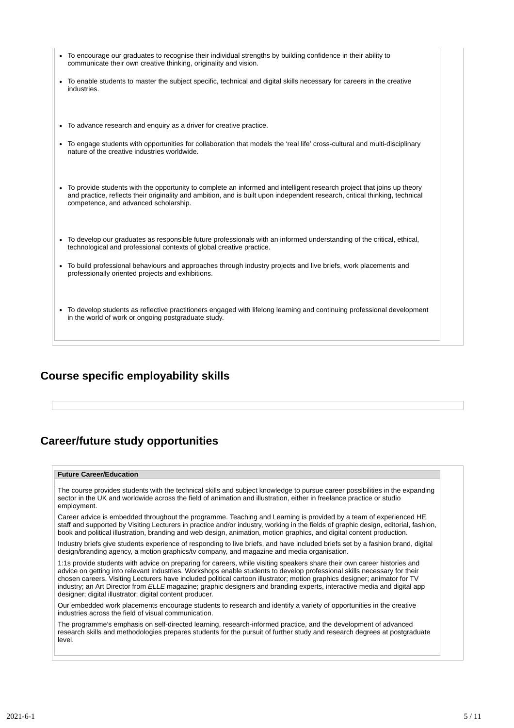- To encourage our graduates to recognise their individual strengths by building confidence in their ability to communicate their own creative thinking, originality and vision.
- To enable students to master the subject specific, technical and digital skills necessary for careers in the creative industries.
- To advance research and enquiry as a driver for creative practice.
- To engage students with opportunities for collaboration that models the 'real life' cross-cultural and multi-disciplinary nature of the creative industries worldwide.
- To provide students with the opportunity to complete an informed and intelligent research project that joins up theory and practice, reflects their originality and ambition, and is built upon independent research, critical thinking, technical competence, and advanced scholarship.
- To develop our graduates as responsible future professionals with an informed understanding of the critical, ethical, technological and professional contexts of global creative practice.
- To build professional behaviours and approaches through industry projects and live briefs, work placements and professionally oriented projects and exhibitions.
- To develop students as reflective practitioners engaged with lifelong learning and continuing professional development in the world of work or ongoing postgraduate study.

## Course specific employability skills

## Career/future study opportunities

**Future Career/Education**

The course provides students with the technical skills and subject knowledge to pursue career possibilities in the expanding sector in the UK and worldwide across the field of animation and illustration, either in freelance practice or studio employment.

Career advice is embedded throughout the programme. Teaching and Learning is provided by a team of experienced HE staff and supported by Visiting Lecturers in practice and/or industry, working in the fields of graphic design, editorial, fashion, book and political illustration, branding and web design, animation, motion graphics, and digital content production.

Industry briefs give students experience of responding to live briefs, and have included briefs set by a fashion brand, digital design/branding agency, a motion graphics/tv company, and magazine and media organisation.

1:1s provide students with advice on preparing for careers, while visiting speakers share their own career histories and advice on getting into relevant industries. Workshops enable students to develop professional skills necessary for their chosen careers. Visiting Lecturers have included political cartoon illustrator; motion graphics designer; animator for TV industry; an Art Director from *ELLE* magazine; graphic designers and branding experts, interactive media and digital app designer; digital illustrator; digital content producer.

Our embedded work placements encourage students to research and identify a variety of opportunities in the creative industries across the field of visual communication.

The programme's emphasis on self-directed learning, research-informed practice, and the development of advanced research skills and methodologies prepares students for the pursuit of further study and research degrees at postgraduate level.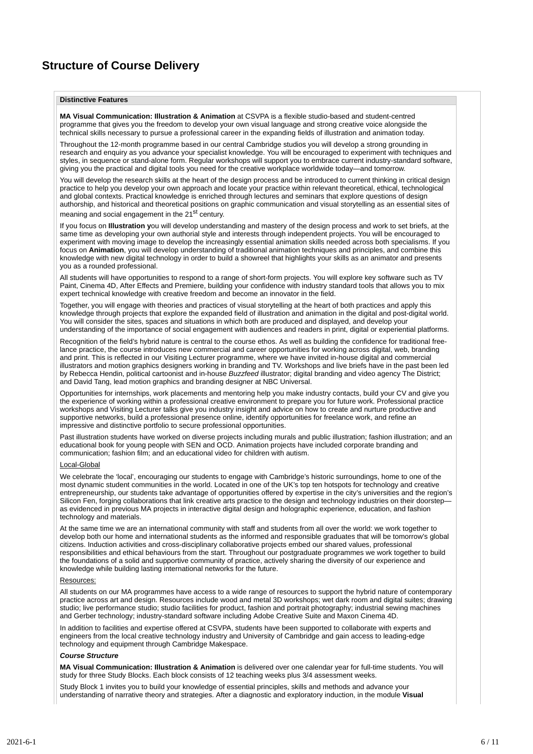# Structure of Course Delivery

**Distinctive Features**

**MA Visual Communication: Illustration & Animation** at CSVPA is a flexible studio-based and student-centred programme that gives you the freedom to develop your own visual language and strong creative voice alongside the technical skills necessary to pursue a professional career in the expanding fields of illustration and animation today.

Throughout the 12-month programme based in our central Cambridge studios you will develop a strong grounding in research and enquiry as you advance your specialist knowledge. You will be encouraged to experiment with techniques and styles, in sequence or stand-alone form. Regular workshops will support you to embrace current industry-standard software, giving you the practical and digital tools you need for the creative workplace worldwide today—and tomorrow.

You will develop the research skills at the heart of the design process and be introduced to current thinking in critical design practice to help you develop your own approach and locate your practice within relevant theoretical, ethical, technological and global contexts. Practical knowledge is enriched through lectures and seminars that explore questions of design authorship, and historical and theoretical positions on graphic communication and visual storytelling as an essential sites of meaning and social engagement in the 21st century.

If you focus on **Illustration y**ou will develop understanding and mastery of the design process and work to set briefs, at the same time as developing your own authorial style and interests through independent projects. You will be encouraged to experiment with moving image to develop the increasingly essential animation skills needed across both specialisms. If you focus on **Animation**, you will develop understanding of traditional animation techniques and principles, and combine this knowledge with new digital technology in order to build a showreel that highlights your skills as an animator and presents you as a rounded professional.

All students will have opportunities to respond to a range of short-form projects. You will explore key software such as TV Paint, Cinema 4D, After Effects and Premiere, building your confidence with industry standard tools that allows you to mix expert technical knowledge with creative freedom and become an innovator in the field.

Together, you will engage with theories and practices of visual storytelling at the heart of both practices and apply this knowledge through projects that explore the expanded field of illustration and animation in the digital and post-digital world. You will consider the sites, spaces and situations in which both are produced and displayed, and develop your understanding of the importance of social engagement with audiences and readers in print, digital or experiential platforms.

Recognition of the field's hybrid nature is central to the course ethos. As well as building the confidence for traditional free-lance practice, the course introduces new commercial and career opportunities for working across digital, web, branding and print. This is reflected in our Visiting Lecturer programme, where we have invited in-house digital and commercial illustrators and motion graphics designers working in branding and TV. Workshops and live briefs have in the past been led by Rebecca Hendin, political cartoonist and in-house *Buzzfeed* illustrator; digital branding and video agency The District; and David Tang, lead motion graphics and branding designer at NBC Universal.

Opportunities for internships, work placements and mentoring help you make industry contacts, build your CV and give you the experience of working within a professional creative environment to prepare you for future work. Professional practice workshops and Visiting Lecturer talks give you industry insight and advice on how to create and nurture productive and supportive networks, build a professional presence online, identify opportunities for freelance work, and refine an impressive and distinctive portfolio to secure professional opportunities.

Past illustration students have worked on diverse projects including murals and public illustration; fashion illustration; and an educational book for young people with SEN and OCD. Animation projects have included corporate branding and communication; fashion film; and an educational video for children with autism.

<u>Local-Global</u>

We celebrate the 'local', encouraging our students to engage with Cambridge's historic surroundings, home to one of the most dynamic student communities in the world. Located in one of the UK's top ten hotspots for technology and creative entrepreneurship, our students take advantage of opportunities offered by expertise in the city's universities and the region's Silicon Fen, forging collaborations that link creative arts practice to the design and technology industries on their doorstep—as evidenced in previous MA projects in interactive digital design and holographic experience, education, and fashion technology and materials.

At the same time we are an international community with staff and students from all over the world: we work together to develop both our home and international students as the informed and responsible graduates that will be tomorrow's global citizens. Induction activities and cross-disciplinary collaborative projects embed our shared values, professional responsibilities and ethical behaviours from the start. Throughout our postgraduate programmes we work together to build the foundations of a solid and supportive community of practice, actively sharing the diversity of our experience and knowledge while building lasting international networks for the future.

<u>Resources:</u>

All students on our MA programmes have access to a wide range of resources to support the hybrid nature of contemporary practice across art and design. Resources include wood and metal 3D workshops; wet dark room and digital suites; drawing studio; live performance studio; studio facilities for product, fashion and portrait photography; industrial sewing machines and Gerber technology; industry-standard software including Adobe Creative Suite and Maxon Cinema 4D.

In addition to facilities and expertise offered at CSVPA, students have been supported to collaborate with experts and engineers from the local creative technology industry and University of Cambridge and gain access to leading-edge technology and equipment through Cambridge Makespace.

***Course Structure***

**MA Visual Communication: Illustration & Animation** is delivered over one calendar year for full-time students. You will study for three Study Blocks. Each block consists of 12 teaching weeks plus 3/4 assessment weeks.

Study Block 1 invites you to build your knowledge of essential principles, skills and methods and advance your understanding of narrative theory and strategies. After a diagnostic and exploratory induction, in the module **Visual**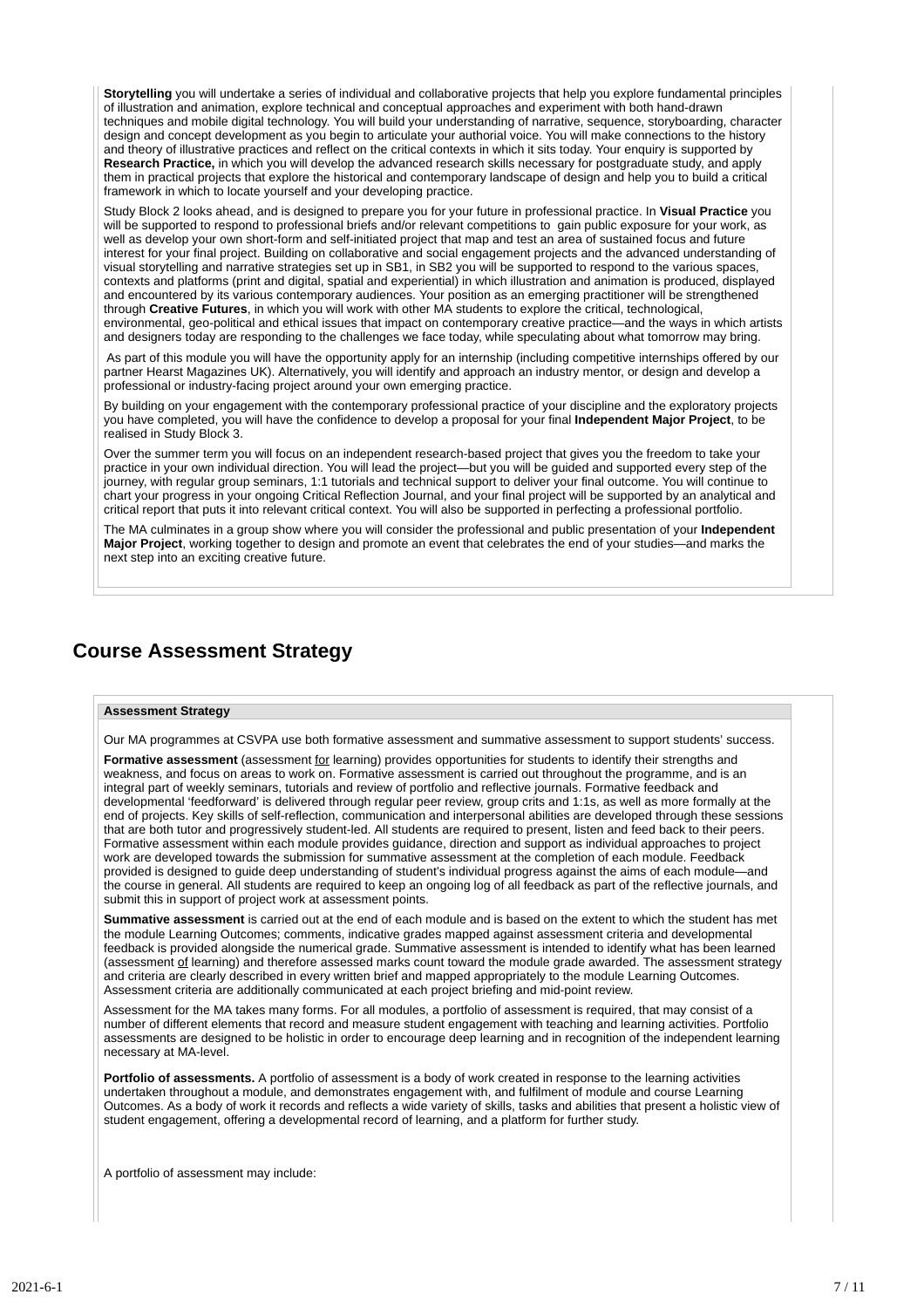**Storytelling** you will undertake a series of individual and collaborative projects that help you explore fundamental principles of illustration and animation, explore technical and conceptual approaches and experiment with both hand-drawn techniques and mobile digital technology. You will build your understanding of narrative, sequence, storyboarding, character design and concept development as you begin to articulate your authorial voice. You will make connections to the history and theory of illustrative practices and reflect on the critical contexts in which it sits today. Your enquiry is supported by **Research Practice,** in which you will develop the advanced research skills necessary for postgraduate study, and apply them in practical projects that explore the historical and contemporary landscape of design and help you to build a critical framework in which to locate yourself and your developing practice.

Study Block 2 looks ahead, and is designed to prepare you for your future in professional practice. In **Visual Practice** you will be supported to respond to professional briefs and/or relevant competitions to gain public exposure for your work, as well as develop your own short-form and self-initiated project that map and test an area of sustained focus and future interest for your final project. Building on collaborative and social engagement projects and the advanced understanding of visual storytelling and narrative strategies set up in SB1, in SB2 you will be supported to respond to the various spaces, contexts and platforms (print and digital, spatial and experiential) in which illustration and animation is produced, displayed and encountered by its various contemporary audiences. Your position as an emerging practitioner will be strengthened through **Creative Futures**, in which you will work with other MA students to explore the critical, technological, environmental, geo-political and ethical issues that impact on contemporary creative practice—and the ways in which artists and designers today are responding to the challenges we face today, while speculating about what tomorrow may bring.

As part of this module you will have the opportunity apply for an internship (including competitive internships offered by our partner Hearst Magazines UK). Alternatively, you will identify and approach an industry mentor, or design and develop a professional or industry-facing project around your own emerging practice.

By building on your engagement with the contemporary professional practice of your discipline and the exploratory projects you have completed, you will have the confidence to develop a proposal for your final **Independent Major Project**, to be realised in Study Block 3.

Over the summer term you will focus on an independent research-based project that gives you the freedom to take your practice in your own individual direction. You will lead the project—but you will be guided and supported every step of the journey, with regular group seminars, 1:1 tutorials and technical support to deliver your final outcome. You will continue to chart your progress in your ongoing Critical Reflection Journal, and your final project will be supported by an analytical and critical report that puts it into relevant critical context. You will also be supported in perfecting a professional portfolio.

The MA culminates in a group show where you will consider the professional and public presentation of your **Independent Major Project**, working together to design and promote an event that celebrates the end of your studies—and marks the next step into an exciting creative future.

## Course Assessment Strategy

**Assessment Strategy**

Our MA programmes at CSVPA use both formative assessment and summative assessment to support students' success.

**Formative assessment** (assessment for learning) provides opportunities for students to identify their strengths and weakness, and focus on areas to work on. Formative assessment is carried out throughout the programme, and is an integral part of weekly seminars, tutorials and review of portfolio and reflective journals. Formative feedback and developmental 'feedforward' is delivered through regular peer review, group crits and 1:1s, as well as more formally at the end of projects. Key skills of self-reflection, communication and interpersonal abilities are developed through these sessions that are both tutor and progressively student-led. All students are required to present, listen and feed back to their peers. Formative assessment within each module provides guidance, direction and support as individual approaches to project work are developed towards the submission for summative assessment at the completion of each module. Feedback provided is designed to guide deep understanding of student's individual progress against the aims of each module—and the course in general. All students are required to keep an ongoing log of all feedback as part of the reflective journals, and submit this in support of project work at assessment points.

**Summative assessment** is carried out at the end of each module and is based on the extent to which the student has met the module Learning Outcomes; comments, indicative grades mapped against assessment criteria and developmental feedback is provided alongside the numerical grade. Summative assessment is intended to identify what has been learned (assessment of learning) and therefore assessed marks count toward the module grade awarded. The assessment strategy and criteria are clearly described in every written brief and mapped appropriately to the module Learning Outcomes. Assessment criteria are additionally communicated at each project briefing and mid-point review.

Assessment for the MA takes many forms. For all modules, a portfolio of assessment is required, that may consist of a number of different elements that record and measure student engagement with teaching and learning activities. Portfolio assessments are designed to be holistic in order to encourage deep learning and in recognition of the independent learning necessary at MA-level.

**Portfolio of assessments.** A portfolio of assessment is a body of work created in response to the learning activities undertaken throughout a module, and demonstrates engagement with, and fulfilment of module and course Learning Outcomes. As a body of work it records and reflects a wide variety of skills, tasks and abilities that present a holistic view of student engagement, offering a developmental record of learning, and a platform for further study.

A portfolio of assessment may include: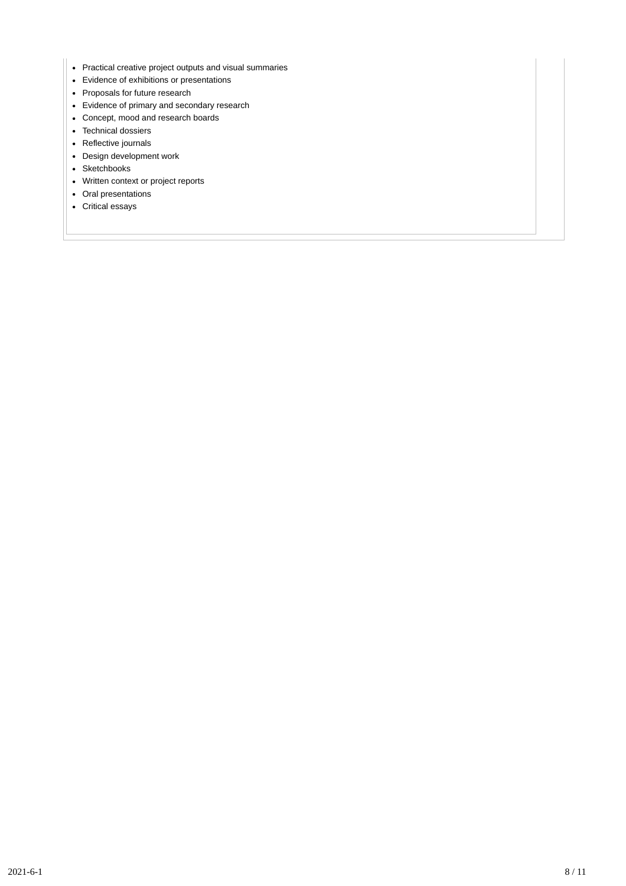- Practical creative project outputs and visual summaries
- Evidence of exhibitions or presentations
- Proposals for future research
- Evidence of primary and secondary research
- Concept, mood and research boards
- Technical dossiers
- Reflective journals
- Design development work
- Sketchbooks
- Written context or project reports
- Oral presentations
- Critical essays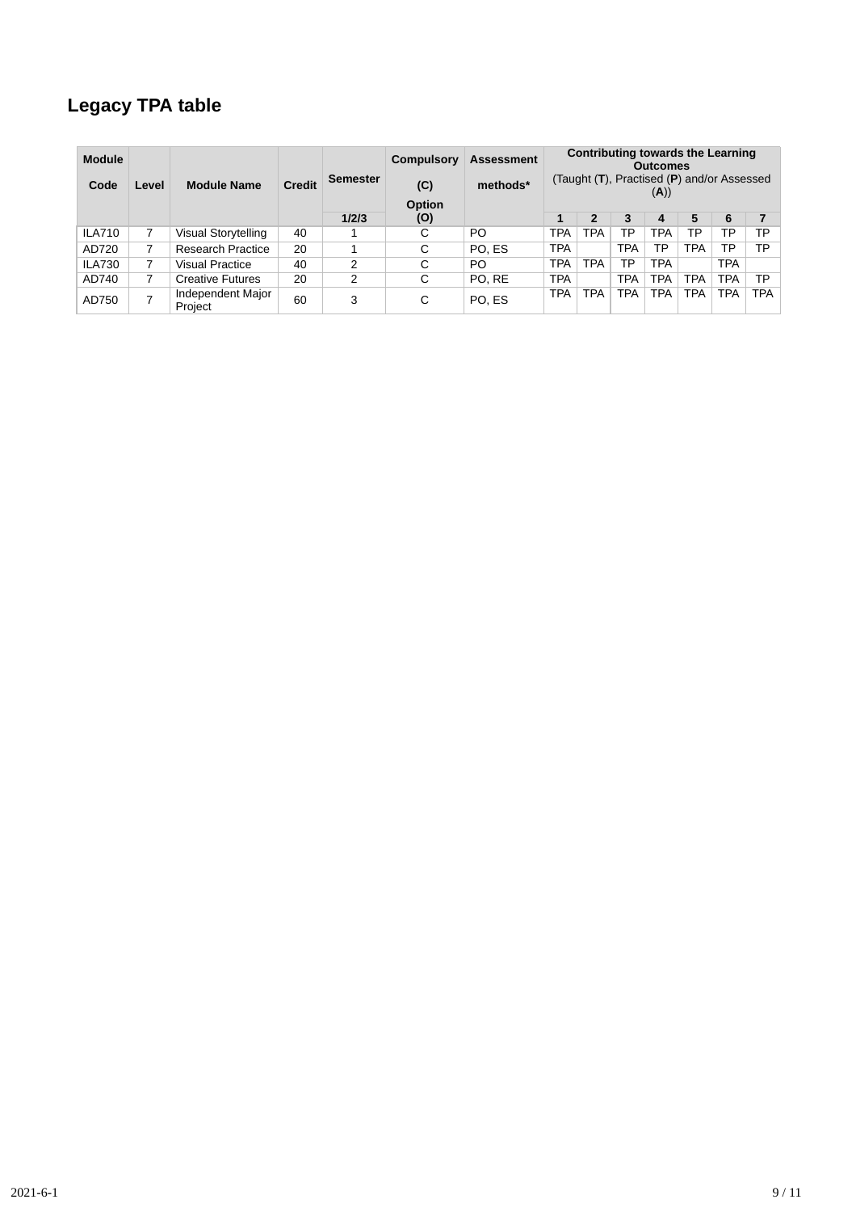## Legacy TPA table

| Module Code | Level | Module Name | Credit | Semester | Compulsory (C) Option (O) | Assessment methods* | Contributing towards the Learning Outcomes (Taught (**T**), Practised (**P**) and/or Assessed (**A**)) | | | | | | |
|---|---|---|---|---|---|---|---|---|---|---|---|---|---|
| | | | | 1/2/3 | | | 1 | 2 | 3 | 4 | 5 | 6 | 7 |
| ILA710 | 7 | Visual Storytelling | 40 | 1 | C | PO | TPA | TPA | TP | TPA | TP | TP | TP |
| AD720 | 7 | Research Practice | 20 | 1 | C | PO, ES | TPA | | TPA | TP | TPA | TP | TP |
| ILA730 | 7 | Visual Practice | 40 | 2 | C | PO | TPA | TPA | TP | TPA | | TPA | |
| AD740 | 7 | Creative Futures | 20 | 2 | C | PO, RE | TPA | | TPA | TPA | TPA | TPA | TP |
| AD750 | 7 | Independent Major Project | 60 | 3 | C | PO, ES | TPA | TPA | TPA | TPA | TPA | TPA | TPA |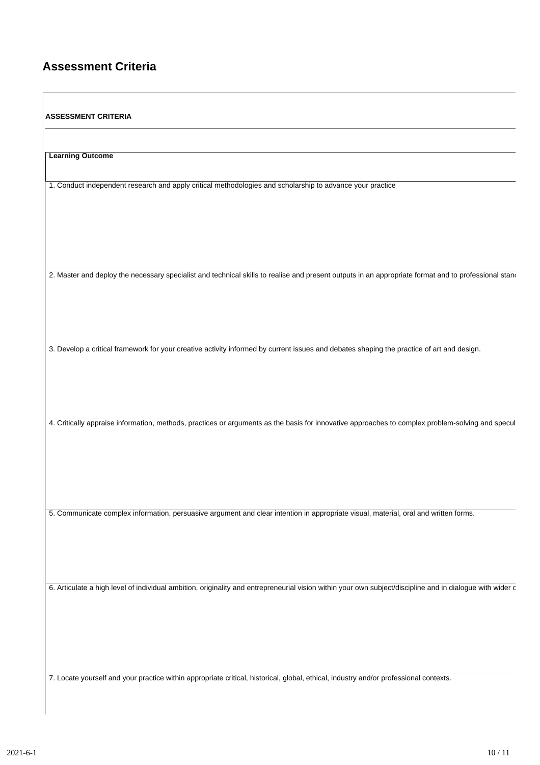# Assessment Criteria

**ASSESSMENT CRITERIA**

| **Learning Outcome** |
|---|
| 1. Conduct independent research and apply critical methodologies and scholarship to advance your practice |
| 2. Master and deploy the necessary specialist and technical skills to realise and present outputs in an appropriate format and to professional stand |
| 3. Develop a critical framework for your creative activity informed by current issues and debates shaping the practice of art and design. |
| 4. Critically appraise information, methods, practices or arguments as the basis for innovative approaches to complex problem-solving and specul |
| 5. Communicate complex information, persuasive argument and clear intention in appropriate visual, material, oral and written forms. |
| 6. Articulate a high level of individual ambition, originality and entrepreneurial vision within your own subject/discipline and in dialogue with wider c |
| 7. Locate yourself and your practice within appropriate critical, historical, global, ethical, industry and/or professional contexts. |